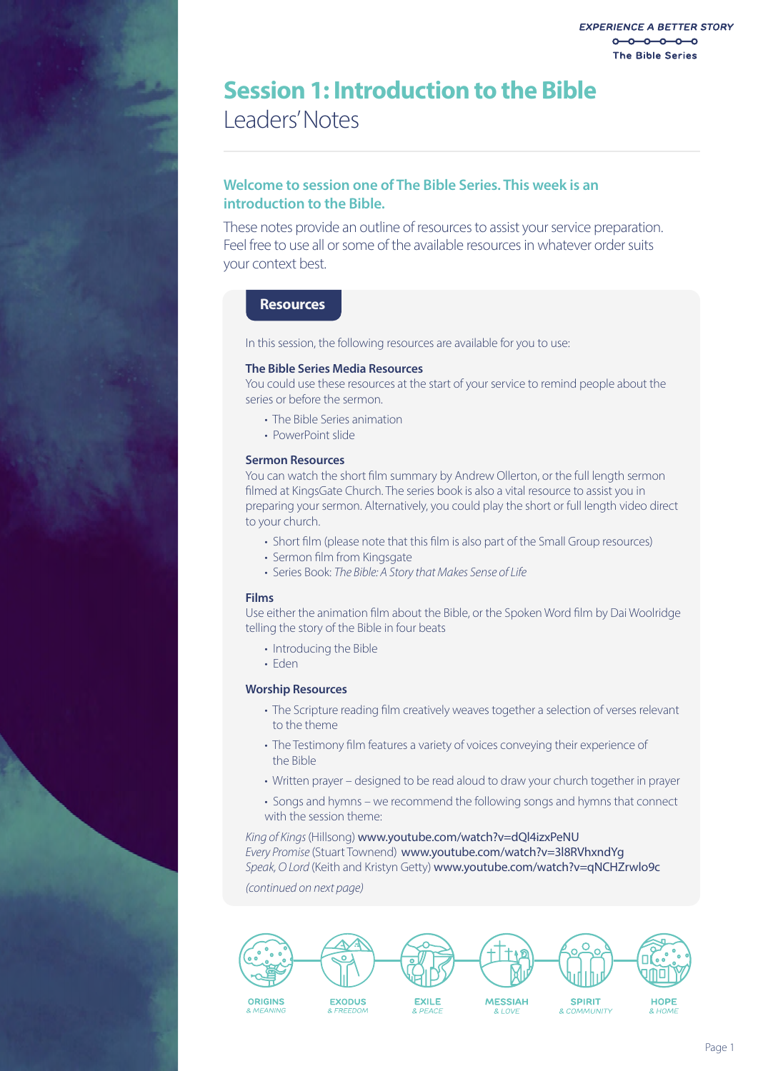# Session 1: Introduction to the Bible

Leaders' Notes

## Welcome to session one of The Bible Series. This week is an introduction to the Bible.

These notes provide an outline of resources to assist your service preparation. Feel free to use all or some of the available resources in whatever order suits your context best.

## Resources

In this session, the following resources are available for you to use:

### The Bible Series Media Resources

You could use these resources at the start of your service to remind people about the series or before the sermon.

- The Bible Series animation
- PowerPoint slide

### Sermon Resources

You can watch the short film summary by Andrew Ollerton, or the full length sermon filmed at KingsGate Church. The series book is also a vital resource to assist you in preparing your sermon. Alternatively, you could play the short or full length video direct to your church.

- Short film (please note that this film is also part of the Small Group resources)
- Sermon film from Kingsgate
- Series Book: *The Bible: A Story that Makes Sense of Life*

### Films

Use either the animation film about the Bible, or the Spoken Word film by Dai Woolridge telling the story of the Bible in four beats

- Introducing the Bible
- Eden

### Worship Resources

- The Scripture reading film creatively weaves together a selection of verses relevant to the theme
- The Testimony film features a variety of voices conveying their experience of the Bible
- Written prayer – designed to be read aloud to draw your church together in prayer
- Songs and hymns – we recommend the following songs and hymns that connect with the session theme:

*King of Kings* (Hillsong) www.youtube.com/watch?v=dQl4izxPeNU
*Every Promise* (Stuart Townend) www.youtube.com/watch?v=3l8RVhxndYg
*Speak, O Lord* (Keith and Kristyn Getty) www.youtube.com/watch?v=qNCHZrwlo9c

*(continued on next page)*

ORIGINS & MEANING | EXODUS & FREEDOM | EXILE & PEACE | MESSIAH & LOVE | SPIRIT & COMMUNITY | HOPE & HOME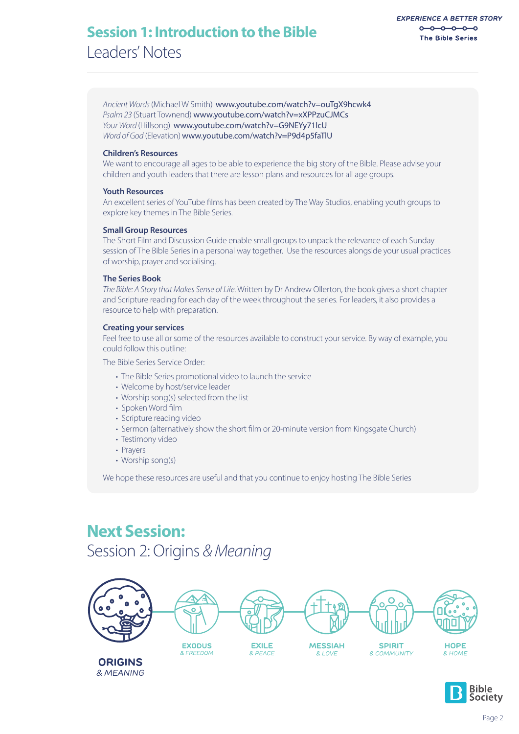# Session 1: Introduction to the Bible

Leaders' Notes

*Ancient Words* (Michael W Smith) www.youtube.com/watch?v=ouTgX9hcwk4
*Psalm 23* (Stuart Townend) www.youtube.com/watch?v=xXPPzuCJMCs
*Your Word* (Hillsong) www.youtube.com/watch?v=G9NEYy71lcU
*Word of God* (Elevation) www.youtube.com/watch?v=P9d4p5faTlU

**Children's Resources**
We want to encourage all ages to be able to experience the big story of the Bible. Please advise your children and youth leaders that there are lesson plans and resources for all age groups.

**Youth Resources**
An excellent series of YouTube films has been created by The Way Studios, enabling youth groups to explore key themes in The Bible Series.

**Small Group Resources**
The Short Film and Discussion Guide enable small groups to unpack the relevance of each Sunday session of The Bible Series in a personal way together. Use the resources alongside your usual practices of worship, prayer and socialising.

**The Series Book**
*The Bible: A Story that Makes Sense of Life.* Written by Dr Andrew Ollerton, the book gives a short chapter and Scripture reading for each day of the week throughout the series. For leaders, it also provides a resource to help with preparation.

**Creating your services**
Feel free to use all or some of the resources available to construct your service. By way of example, you could follow this outline:

The Bible Series Service Order:

- The Bible Series promotional video to launch the service
- Welcome by host/service leader
- Worship song(s) selected from the list
- Spoken Word film
- Scripture reading video
- Sermon (alternatively show the short film or 20-minute version from Kingsgate Church)
- Testimony video
- Prayers
- Worship song(s)

We hope these resources are useful and that you continue to enjoy hosting The Bible Series

## Next Session:

Session 2: Origins & *Meaning*

ORIGINS & MEANING
EXODUS & FREEDOM
EXILE & PEACE
MESSIAH & LOVE
SPIRIT & COMMUNITY
HOPE & HOME